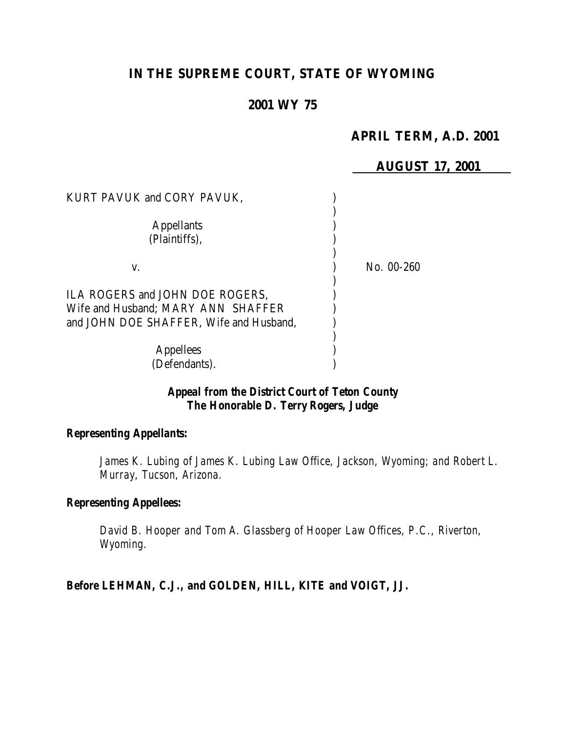# IN THE SUPREME COURT, STATE OF WYOMING

## 2001 WY 75

**APRIL TERM, A.D. 2001**

**AUGUST 17, 2001**

KURT PAVUK and CORY PAVUK,

Appellants
(Plaintiffs),

v. — No. 00-260

ILA ROGERS and JOHN DOE ROGERS, Wife and Husband; MARY ANN SHAFFER and JOHN DOE SHAFFER, Wife and Husband,

Appellees
(Defendants).

***Appeal from the District Court of Teton County***
***The Honorable D. Terry Rogers, Judge***

***Representing Appellants:***

*James K. Lubing of James K. Lubing Law Office, Jackson, Wyoming; and Robert L. Murray, Tucson, Arizona.*

***Representing Appellees:***

*David B. Hooper and Tom A. Glassberg of Hooper Law Offices, P.C., Riverton, Wyoming.*

***Before LEHMAN, C.J., and GOLDEN, HILL, KITE and VOIGT, JJ.***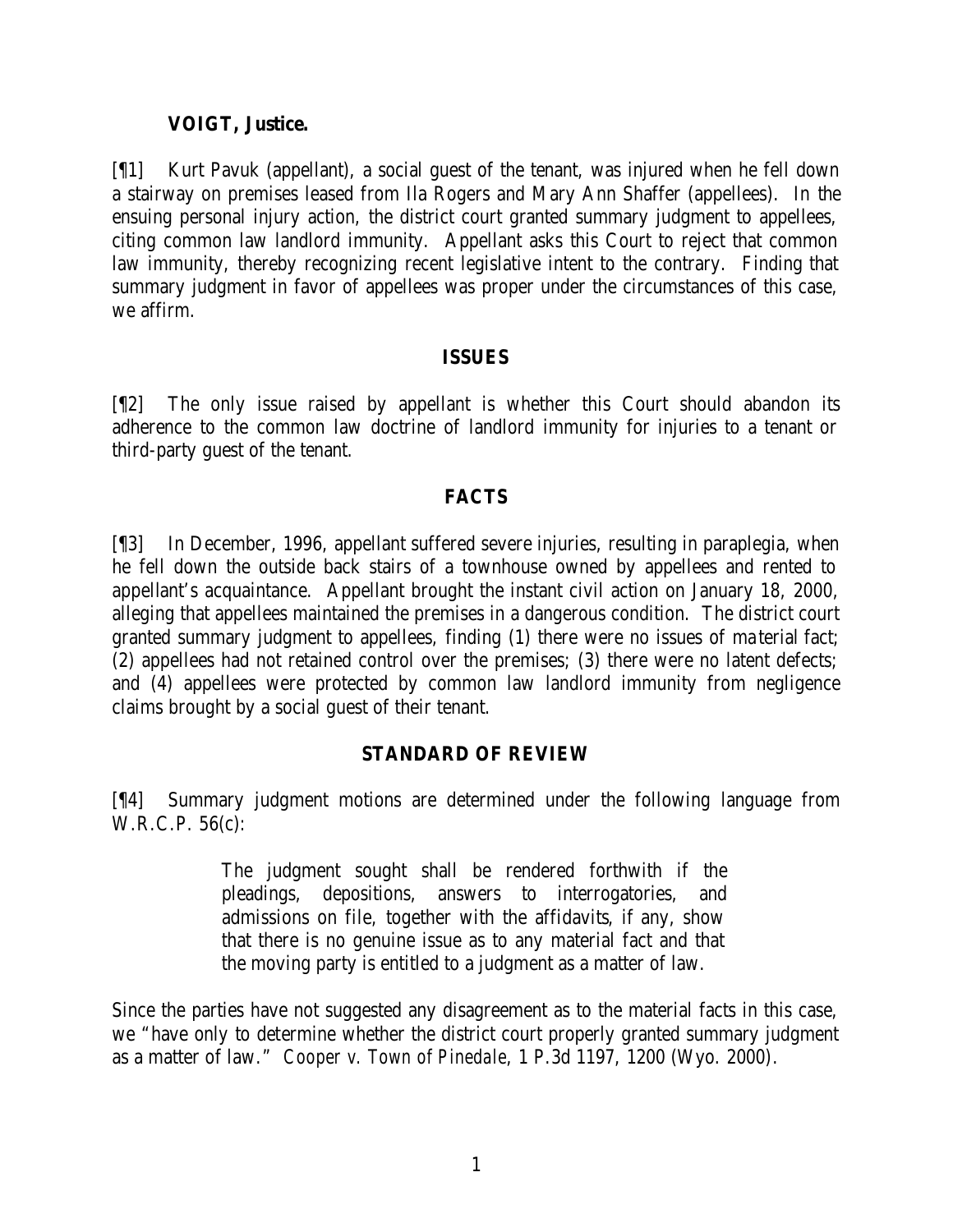**VOIGT, Justice.**

[¶1] Kurt Pavuk (appellant), a social guest of the tenant, was injured when he fell down a stairway on premises leased from Ila Rogers and Mary Ann Shaffer (appellees). In the ensuing personal injury action, the district court granted summary judgment to appellees, citing common law landlord immunity. Appellant asks this Court to reject that common law immunity, thereby recognizing recent legislative intent to the contrary. Finding that summary judgment in favor of appellees was proper under the circumstances of this case, we affirm.

## ISSUES

[¶2] The only issue raised by appellant is whether this Court should abandon its adherence to the common law doctrine of landlord immunity for injuries to a tenant or third-party guest of the tenant.

## FACTS

[¶3] In December, 1996, appellant suffered severe injuries, resulting in paraplegia, when he fell down the outside back stairs of a townhouse owned by appellees and rented to appellant's acquaintance. Appellant brought the instant civil action on January 18, 2000, alleging that appellees maintained the premises in a dangerous condition. The district court granted summary judgment to appellees, finding (1) there were no issues of material fact; (2) appellees had not retained control over the premises; (3) there were no latent defects; and (4) appellees were protected by common law landlord immunity from negligence claims brought by a social guest of their tenant.

## STANDARD OF REVIEW

[¶4] Summary judgment motions are determined under the following language from W.R.C.P. 56(c):

> The judgment sought shall be rendered forthwith if the pleadings, depositions, answers to interrogatories, and admissions on file, together with the affidavits, if any, show that there is no genuine issue as to any material fact and that the moving party is entitled to a judgment as a matter of law.

Since the parties have not suggested any disagreement as to the material facts in this case, we "have only to determine whether the district court properly granted summary judgment as a matter of law." *Cooper v. Town of Pinedale*, 1 P.3d 1197, 1200 (Wyo. 2000).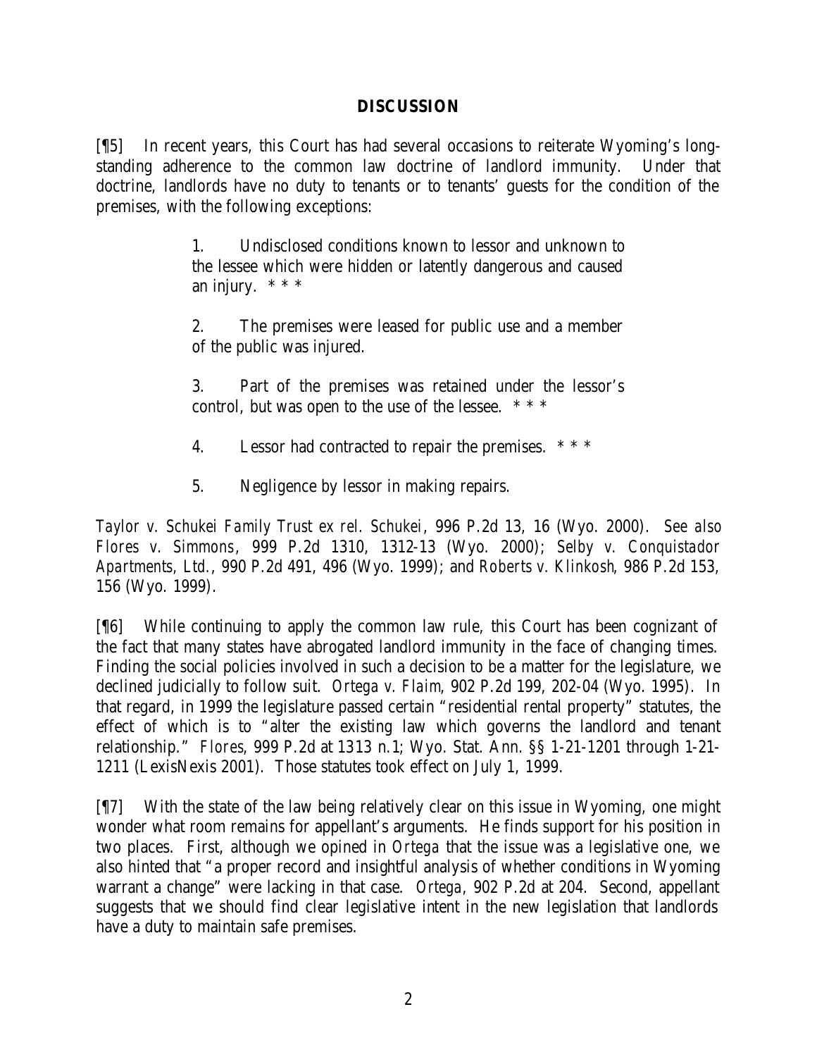## DISCUSSION

[¶5] In recent years, this Court has had several occasions to reiterate Wyoming's long-standing adherence to the common law doctrine of landlord immunity. Under that doctrine, landlords have no duty to tenants or to tenants' guests for the condition of the premises, with the following exceptions:

> 1. Undisclosed conditions known to lessor and unknown to the lessee which were hidden or latently dangerous and caused an injury. * * *
>
> 2. The premises were leased for public use and a member of the public was injured.
>
> 3. Part of the premises was retained under the lessor's control, but was open to the use of the lessee. * * *
>
> 4. Lessor had contracted to repair the premises. * * *
>
> 5. Negligence by lessor in making repairs.

*Taylor v. Schukei Family Trust ex rel. Schukei*, 996 P.2d 13, 16 (Wyo. 2000). *See also Flores v. Simmons*, 999 P.2d 1310, 1312-13 (Wyo. 2000); *Selby v. Conquistador Apartments, Ltd.*, 990 P.2d 491, 496 (Wyo. 1999); and *Roberts v. Klinkosh*, 986 P.2d 153, 156 (Wyo. 1999).

[¶6] While continuing to apply the common law rule, this Court has been cognizant of the fact that many states have abrogated landlord immunity in the face of changing times. Finding the social policies involved in such a decision to be a matter for the legislature, we declined judicially to follow suit. *Ortega v. Flaim*, 902 P.2d 199, 202-04 (Wyo. 1995). In that regard, in 1999 the legislature passed certain "residential rental property" statutes, the effect of which is to "alter the existing law which governs the landlord and tenant relationship." *Flores*, 999 P.2d at 1313 n.1; Wyo. Stat. Ann. §§ 1-21-1201 through 1-21-1211 (LexisNexis 2001). Those statutes took effect on July 1, 1999.

[¶7] With the state of the law being relatively clear on this issue in Wyoming, one might wonder what room remains for appellant's arguments. He finds support for his position in two places. First, although we opined in *Ortega* that the issue was a legislative one, we also hinted that "a proper record and insightful analysis of whether conditions in Wyoming warrant a change" were lacking in that case. *Ortega*, 902 P.2d at 204. Second, appellant suggests that we should find clear legislative intent in the new legislation that landlords have a duty to maintain safe premises.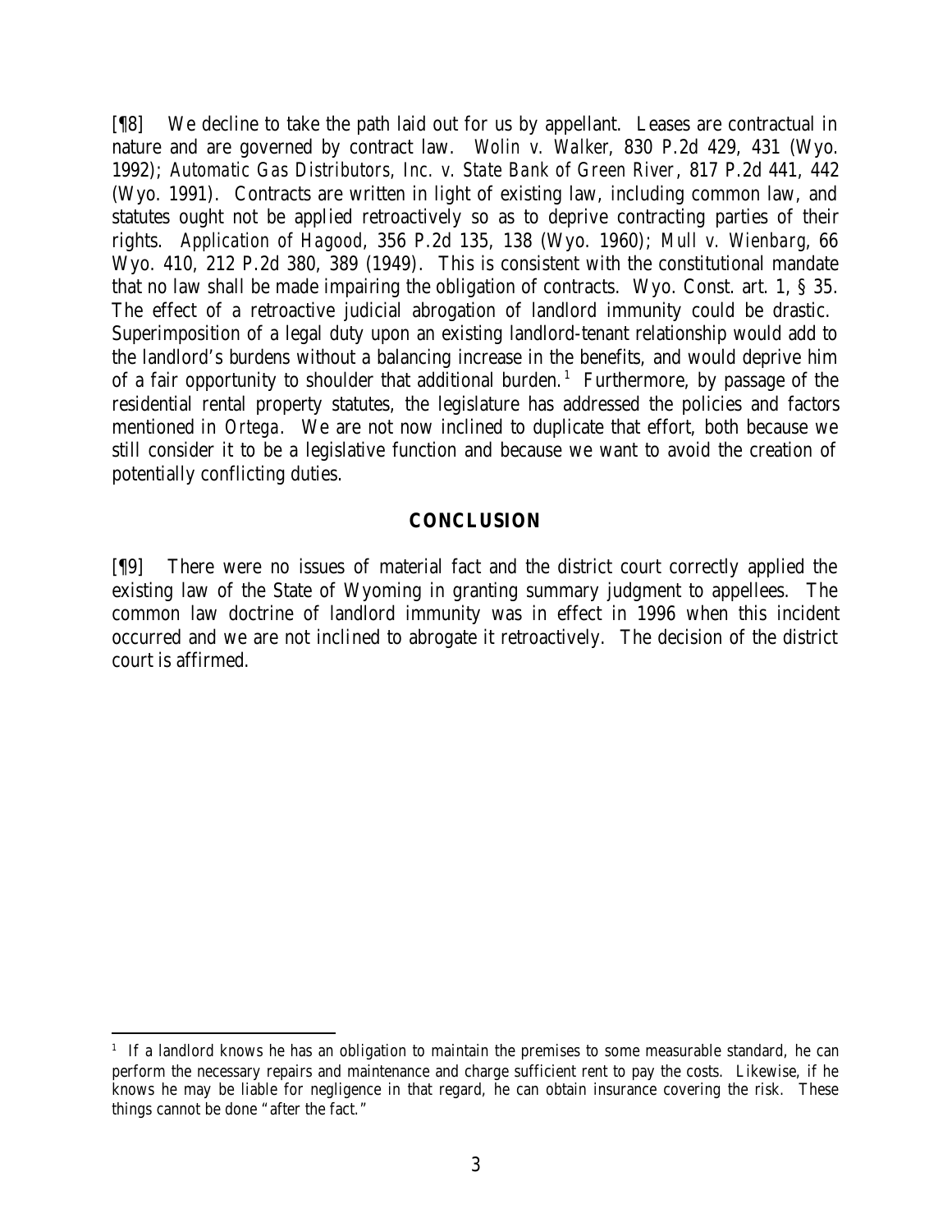[¶8] We decline to take the path laid out for us by appellant. Leases are contractual in nature and are governed by contract law. *Wolin v. Walker*, 830 P.2d 429, 431 (Wyo. 1992); *Automatic Gas Distributors, Inc. v. State Bank of Green River*, 817 P.2d 441, 442 (Wyo. 1991). Contracts are written in light of existing law, including common law, and statutes ought not be applied retroactively so as to deprive contracting parties of their rights. *Application of Hagood*, 356 P.2d 135, 138 (Wyo. 1960); *Mull v. Wienbarg*, 66 Wyo. 410, 212 P.2d 380, 389 (1949). This is consistent with the constitutional mandate that no law shall be made impairing the obligation of contracts. Wyo. Const. art. 1, § 35. The effect of a retroactive judicial abrogation of landlord immunity could be drastic. Superimposition of a legal duty upon an existing landlord-tenant relationship would add to the landlord's burdens without a balancing increase in the benefits, and would deprive him of a fair opportunity to shoulder that additional burden.[1] Furthermore, by passage of the residential rental property statutes, the legislature has addressed the policies and factors mentioned in *Ortega*. We are not now inclined to duplicate that effort, both because we still consider it to be a legislative function and because we want to avoid the creation of potentially conflicting duties.

## CONCLUSION

[¶9] There were no issues of material fact and the district court correctly applied the existing law of the State of Wyoming in granting summary judgment to appellees. The common law doctrine of landlord immunity was in effect in 1996 when this incident occurred and we are not inclined to abrogate it retroactively. The decision of the district court is affirmed.

---

[1] If a landlord knows he has an obligation to maintain the premises to some measurable standard, he can perform the necessary repairs and maintenance and charge sufficient rent to pay the costs. Likewise, if he knows he may be liable for negligence in that regard, he can obtain insurance covering the risk. These things cannot be done "after the fact."